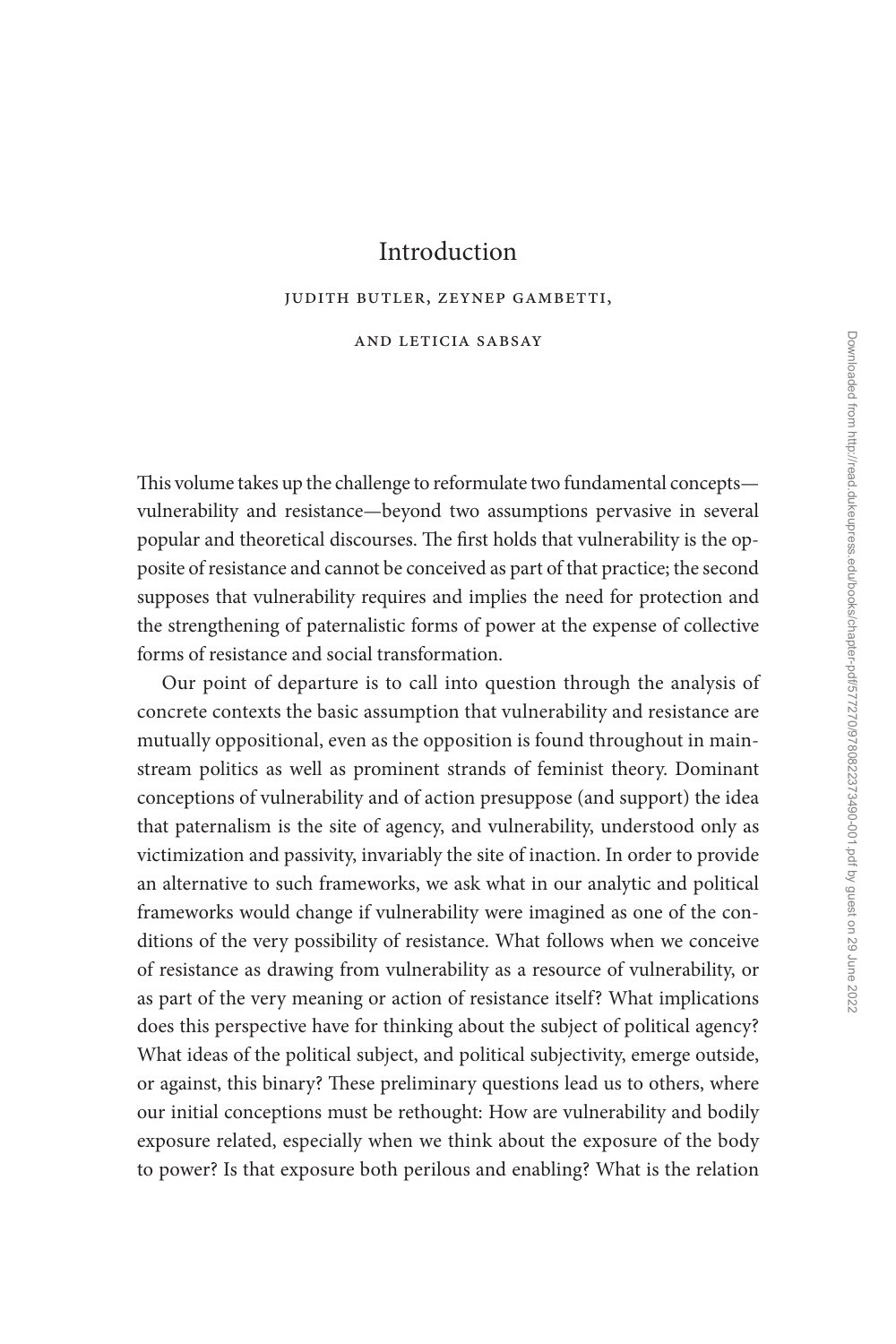# Introduction

JUDITH BUTLER, ZEYNEP GAMBETTI, AND LETICIA SABSAY

This volume takes up the challenge to reformulate two fundamental concepts—vulnerability and resistance—beyond two assumptions pervasive in several popular and theoretical discourses. The first holds that vulnerability is the opposite of resistance and cannot be conceived as part of that practice; the second supposes that vulnerability requires and implies the need for protection and the strengthening of paternalistic forms of power at the expense of collective forms of resistance and social transformation.

Our point of departure is to call into question through the analysis of concrete contexts the basic assumption that vulnerability and resistance are mutually oppositional, even as the opposition is found throughout in mainstream politics as well as prominent strands of feminist theory. Dominant conceptions of vulnerability and of action presuppose (and support) the idea that paternalism is the site of agency, and vulnerability, understood only as victimization and passivity, invariably the site of inaction. In order to provide an alternative to such frameworks, we ask what in our analytic and political frameworks would change if vulnerability were imagined as one of the conditions of the very possibility of resistance. What follows when we conceive of resistance as drawing from vulnerability as a resource of vulnerability, or as part of the very meaning or action of resistance itself? What implications does this perspective have for thinking about the subject of political agency? What ideas of the political subject, and political subjectivity, emerge outside, or against, this binary? These preliminary questions lead us to others, where our initial conceptions must be rethought: How are vulnerability and bodily exposure related, especially when we think about the exposure of the body to power? Is that exposure both perilous and enabling? What is the relation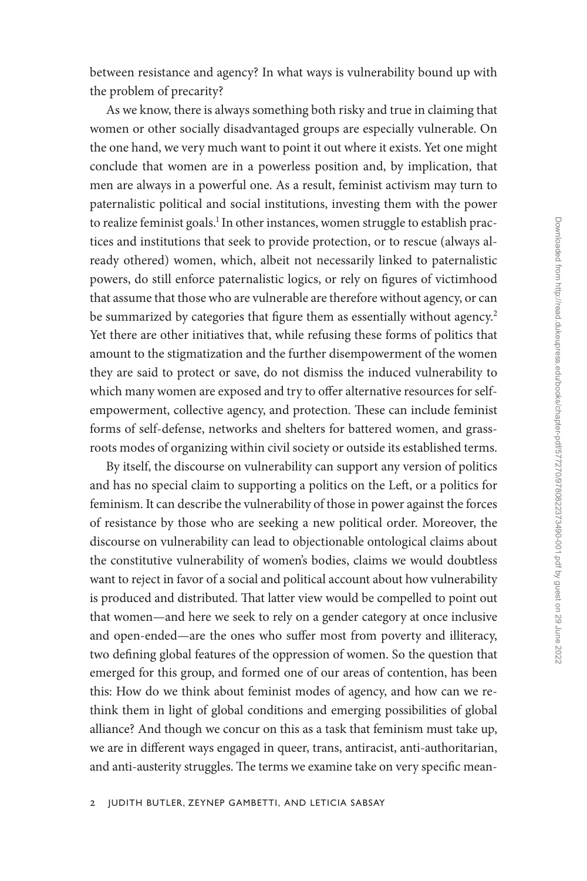between resistance and agency? In what ways is vulnerability bound up with the problem of precarity?

As we know, there is always something both risky and true in claiming that women or other socially disadvantaged groups are especially vulnerable. On the one hand, we very much want to point it out where it exists. Yet one might conclude that women are in a powerless position and, by implication, that men are always in a powerful one. As a result, feminist activism may turn to paternalistic political and social institutions, investing them with the power to realize feminist goals.[1] In other instances, women struggle to establish practices and institutions that seek to provide protection, or to rescue (always already othered) women, which, albeit not necessarily linked to paternalistic powers, do still enforce paternalistic logics, or rely on figures of victimhood that assume that those who are vulnerable are therefore without agency, or can be summarized by categories that figure them as essentially without agency.[2] Yet there are other initiatives that, while refusing these forms of politics that amount to the stigmatization and the further disempowerment of the women they are said to protect or save, do not dismiss the induced vulnerability to which many women are exposed and try to offer alternative resources for self-empowerment, collective agency, and protection. These can include feminist forms of self-defense, networks and shelters for battered women, and grassroots modes of organizing within civil society or outside its established terms.

By itself, the discourse on vulnerability can support any version of politics and has no special claim to supporting a politics on the Left, or a politics for feminism. It can describe the vulnerability of those in power against the forces of resistance by those who are seeking a new political order. Moreover, the discourse on vulnerability can lead to objectionable ontological claims about the constitutive vulnerability of women's bodies, claims we would doubtless want to reject in favor of a social and political account about how vulnerability is produced and distributed. That latter view would be compelled to point out that women—and here we seek to rely on a gender category at once inclusive and open-ended—are the ones who suffer most from poverty and illiteracy, two defining global features of the oppression of women. So the question that emerged for this group, and formed one of our areas of contention, has been this: How do we think about feminist modes of agency, and how can we rethink them in light of global conditions and emerging possibilities of global alliance? And though we concur on this as a task that feminism must take up, we are in different ways engaged in queer, trans, antiracist, anti-authoritarian, and anti-austerity struggles. The terms we examine take on very specific mean-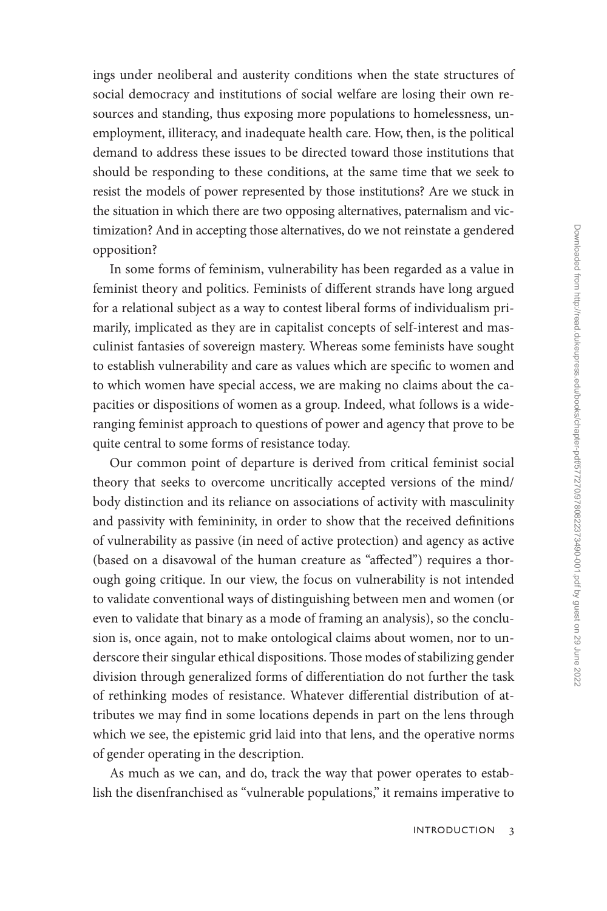ings under neoliberal and austerity conditions when the state structures of social democracy and institutions of social welfare are losing their own resources and standing, thus exposing more populations to homelessness, unemployment, illiteracy, and inadequate health care. How, then, is the political demand to address these issues to be directed toward those institutions that should be responding to these conditions, at the same time that we seek to resist the models of power represented by those institutions? Are we stuck in the situation in which there are two opposing alternatives, paternalism and victimization? And in accepting those alternatives, do we not reinstate a gendered opposition?

In some forms of feminism, vulnerability has been regarded as a value in feminist theory and politics. Feminists of different strands have long argued for a relational subject as a way to contest liberal forms of individualism primarily, implicated as they are in capitalist concepts of self-interest and masculinist fantasies of sovereign mastery. Whereas some feminists have sought to establish vulnerability and care as values which are specific to women and to which women have special access, we are making no claims about the capacities or dispositions of women as a group. Indeed, what follows is a wide-ranging feminist approach to questions of power and agency that prove to be quite central to some forms of resistance today.

Our common point of departure is derived from critical feminist social theory that seeks to overcome uncritically accepted versions of the mind/body distinction and its reliance on associations of activity with masculinity and passivity with femininity, in order to show that the received definitions of vulnerability as passive (in need of active protection) and agency as active (based on a disavowal of the human creature as "affected") requires a thorough going critique. In our view, the focus on vulnerability is not intended to validate conventional ways of distinguishing between men and women (or even to validate that binary as a mode of framing an analysis), so the conclusion is, once again, not to make ontological claims about women, nor to underscore their singular ethical dispositions. Those modes of stabilizing gender division through generalized forms of differentiation do not further the task of rethinking modes of resistance. Whatever differential distribution of attributes we may find in some locations depends in part on the lens through which we see, the epistemic grid laid into that lens, and the operative norms of gender operating in the description.

As much as we can, and do, track the way that power operates to establish the disenfranchised as "vulnerable populations," it remains imperative to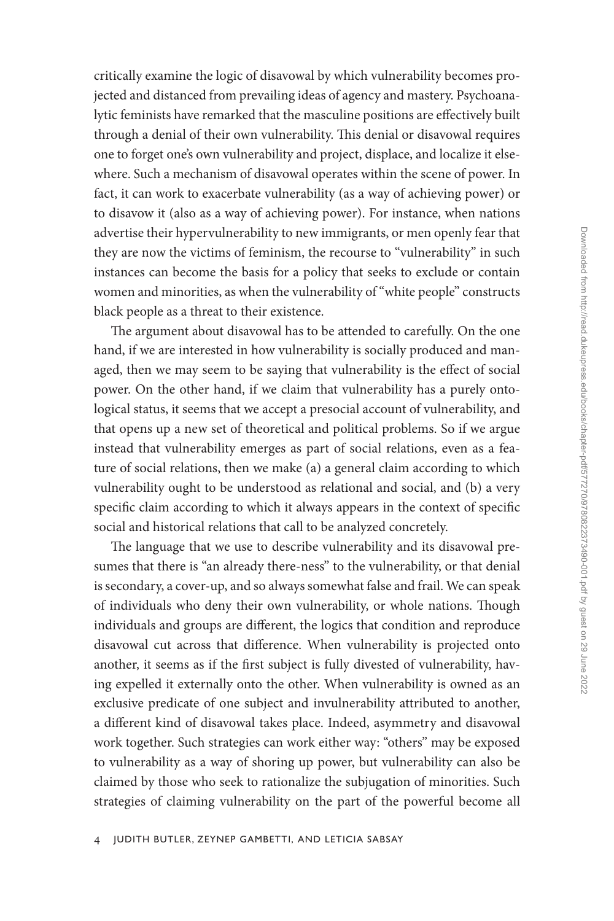critically examine the logic of disavowal by which vulnerability becomes projected and distanced from prevailing ideas of agency and mastery. Psychoanalytic feminists have remarked that the masculine positions are effectively built through a denial of their own vulnerability. This denial or disavowal requires one to forget one's own vulnerability and project, displace, and localize it elsewhere. Such a mechanism of disavowal operates within the scene of power. In fact, it can work to exacerbate vulnerability (as a way of achieving power) or to disavow it (also as a way of achieving power). For instance, when nations advertise their hypervulnerability to new immigrants, or men openly fear that they are now the victims of feminism, the recourse to "vulnerability" in such instances can become the basis for a policy that seeks to exclude or contain women and minorities, as when the vulnerability of "white people" constructs black people as a threat to their existence.

The argument about disavowal has to be attended to carefully. On the one hand, if we are interested in how vulnerability is socially produced and managed, then we may seem to be saying that vulnerability is the effect of social power. On the other hand, if we claim that vulnerability has a purely ontological status, it seems that we accept a presocial account of vulnerability, and that opens up a new set of theoretical and political problems. So if we argue instead that vulnerability emerges as part of social relations, even as a feature of social relations, then we make (a) a general claim according to which vulnerability ought to be understood as relational and social, and (b) a very specific claim according to which it always appears in the context of specific social and historical relations that call to be analyzed concretely.

The language that we use to describe vulnerability and its disavowal presumes that there is "an already there-ness" to the vulnerability, or that denial is secondary, a cover-up, and so always somewhat false and frail. We can speak of individuals who deny their own vulnerability, or whole nations. Though individuals and groups are different, the logics that condition and reproduce disavowal cut across that difference. When vulnerability is projected onto another, it seems as if the first subject is fully divested of vulnerability, having expelled it externally onto the other. When vulnerability is owned as an exclusive predicate of one subject and invulnerability attributed to another, a different kind of disavowal takes place. Indeed, asymmetry and disavowal work together. Such strategies can work either way: "others" may be exposed to vulnerability as a way of shoring up power, but vulnerability can also be claimed by those who seek to rationalize the subjugation of minorities. Such strategies of claiming vulnerability on the part of the powerful become all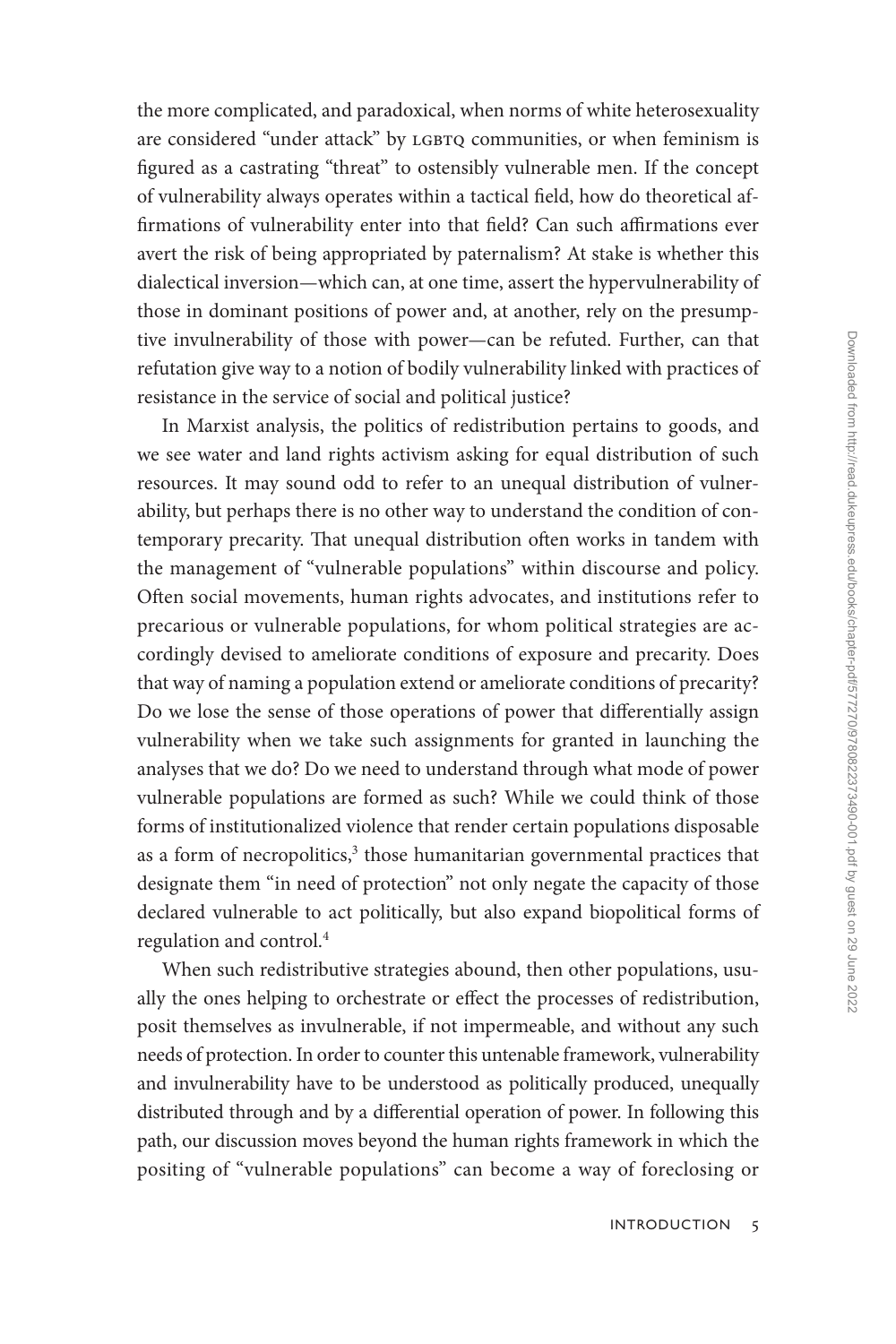the more complicated, and paradoxical, when norms of white heterosexuality are considered "under attack" by LGBTQ communities, or when feminism is figured as a castrating "threat" to ostensibly vulnerable men. If the concept of vulnerability always operates within a tactical field, how do theoretical affirmations of vulnerability enter into that field? Can such affirmations ever avert the risk of being appropriated by paternalism? At stake is whether this dialectical inversion—which can, at one time, assert the hypervulnerability of those in dominant positions of power and, at another, rely on the presumptive invulnerability of those with power—can be refuted. Further, can that refutation give way to a notion of bodily vulnerability linked with practices of resistance in the service of social and political justice?

In Marxist analysis, the politics of redistribution pertains to goods, and we see water and land rights activism asking for equal distribution of such resources. It may sound odd to refer to an unequal distribution of vulnerability, but perhaps there is no other way to understand the condition of contemporary precarity. That unequal distribution often works in tandem with the management of "vulnerable populations" within discourse and policy. Often social movements, human rights advocates, and institutions refer to precarious or vulnerable populations, for whom political strategies are accordingly devised to ameliorate conditions of exposure and precarity. Does that way of naming a population extend or ameliorate conditions of precarity? Do we lose the sense of those operations of power that differentially assign vulnerability when we take such assignments for granted in launching the analyses that we do? Do we need to understand through what mode of power vulnerable populations are formed as such? While we could think of those forms of institutionalized violence that render certain populations disposable as a form of necropolitics,[3] those humanitarian governmental practices that designate them "in need of protection" not only negate the capacity of those declared vulnerable to act politically, but also expand biopolitical forms of regulation and control.[4]

When such redistributive strategies abound, then other populations, usually the ones helping to orchestrate or effect the processes of redistribution, posit themselves as invulnerable, if not impermeable, and without any such needs of protection. In order to counter this untenable framework, vulnerability and invulnerability have to be understood as politically produced, unequally distributed through and by a differential operation of power. In following this path, our discussion moves beyond the human rights framework in which the positing of "vulnerable populations" can become a way of foreclosing or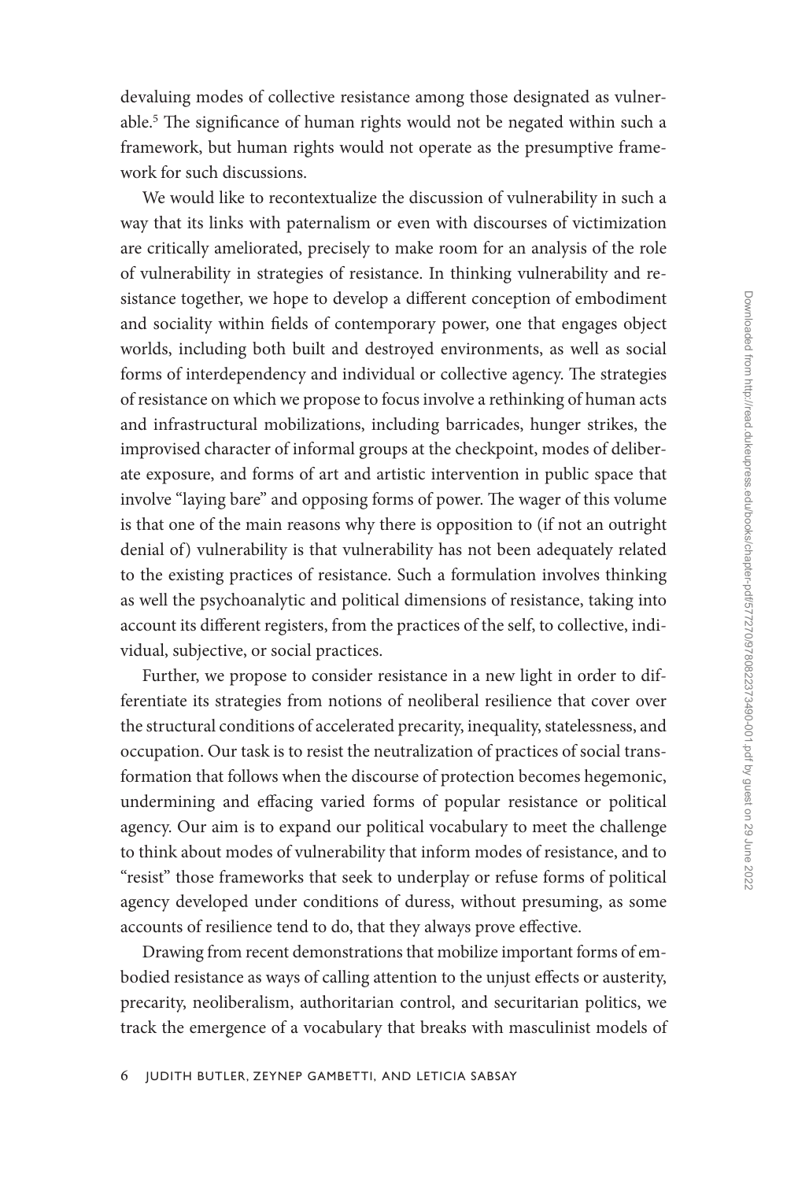devaluing modes of collective resistance among those designated as vulnerable.[5] The significance of human rights would not be negated within such a framework, but human rights would not operate as the presumptive framework for such discussions.

We would like to recontextualize the discussion of vulnerability in such a way that its links with paternalism or even with discourses of victimization are critically ameliorated, precisely to make room for an analysis of the role of vulnerability in strategies of resistance. In thinking vulnerability and resistance together, we hope to develop a different conception of embodiment and sociality within fields of contemporary power, one that engages object worlds, including both built and destroyed environments, as well as social forms of interdependency and individual or collective agency. The strategies of resistance on which we propose to focus involve a rethinking of human acts and infrastructural mobilizations, including barricades, hunger strikes, the improvised character of informal groups at the checkpoint, modes of deliberate exposure, and forms of art and artistic intervention in public space that involve "laying bare" and opposing forms of power. The wager of this volume is that one of the main reasons why there is opposition to (if not an outright denial of) vulnerability is that vulnerability has not been adequately related to the existing practices of resistance. Such a formulation involves thinking as well the psychoanalytic and political dimensions of resistance, taking into account its different registers, from the practices of the self, to collective, individual, subjective, or social practices.

Further, we propose to consider resistance in a new light in order to differentiate its strategies from notions of neoliberal resilience that cover over the structural conditions of accelerated precarity, inequality, statelessness, and occupation. Our task is to resist the neutralization of practices of social transformation that follows when the discourse of protection becomes hegemonic, undermining and effacing varied forms of popular resistance or political agency. Our aim is to expand our political vocabulary to meet the challenge to think about modes of vulnerability that inform modes of resistance, and to "resist" those frameworks that seek to underplay or refuse forms of political agency developed under conditions of duress, without presuming, as some accounts of resilience tend to do, that they always prove effective.

Drawing from recent demonstrations that mobilize important forms of embodied resistance as ways of calling attention to the unjust effects or austerity, precarity, neoliberalism, authoritarian control, and securitarian politics, we track the emergence of a vocabulary that breaks with masculinist models of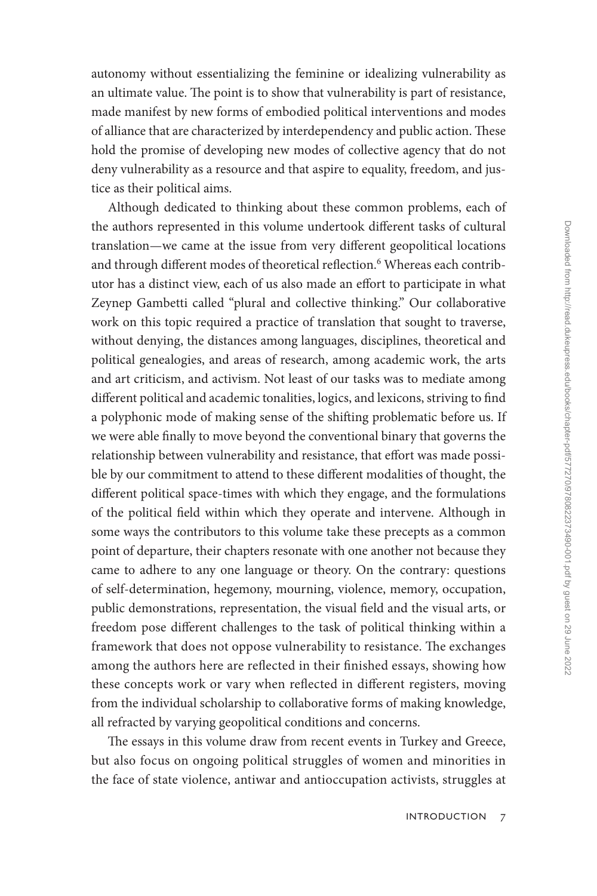autonomy without essentializing the feminine or idealizing vulnerability as an ultimate value. The point is to show that vulnerability is part of resistance, made manifest by new forms of embodied political interventions and modes of alliance that are characterized by interdependency and public action. These hold the promise of developing new modes of collective agency that do not deny vulnerability as a resource and that aspire to equality, freedom, and justice as their political aims.

Although dedicated to thinking about these common problems, each of the authors represented in this volume undertook different tasks of cultural translation—we came at the issue from very different geopolitical locations and through different modes of theoretical reflection.[6] Whereas each contributor has a distinct view, each of us also made an effort to participate in what Zeynep Gambetti called "plural and collective thinking." Our collaborative work on this topic required a practice of translation that sought to traverse, without denying, the distances among languages, disciplines, theoretical and political genealogies, and areas of research, among academic work, the arts and art criticism, and activism. Not least of our tasks was to mediate among different political and academic tonalities, logics, and lexicons, striving to find a polyphonic mode of making sense of the shifting problematic before us. If we were able finally to move beyond the conventional binary that governs the relationship between vulnerability and resistance, that effort was made possible by our commitment to attend to these different modalities of thought, the different political space-times with which they engage, and the formulations of the political field within which they operate and intervene. Although in some ways the contributors to this volume take these precepts as a common point of departure, their chapters resonate with one another not because they came to adhere to any one language or theory. On the contrary: questions of self-determination, hegemony, mourning, violence, memory, occupation, public demonstrations, representation, the visual field and the visual arts, or freedom pose different challenges to the task of political thinking within a framework that does not oppose vulnerability to resistance. The exchanges among the authors here are reflected in their finished essays, showing how these concepts work or vary when reflected in different registers, moving from the individual scholarship to collaborative forms of making knowledge, all refracted by varying geopolitical conditions and concerns.

The essays in this volume draw from recent events in Turkey and Greece, but also focus on ongoing political struggles of women and minorities in the face of state violence, antiwar and antioccupation activists, struggles at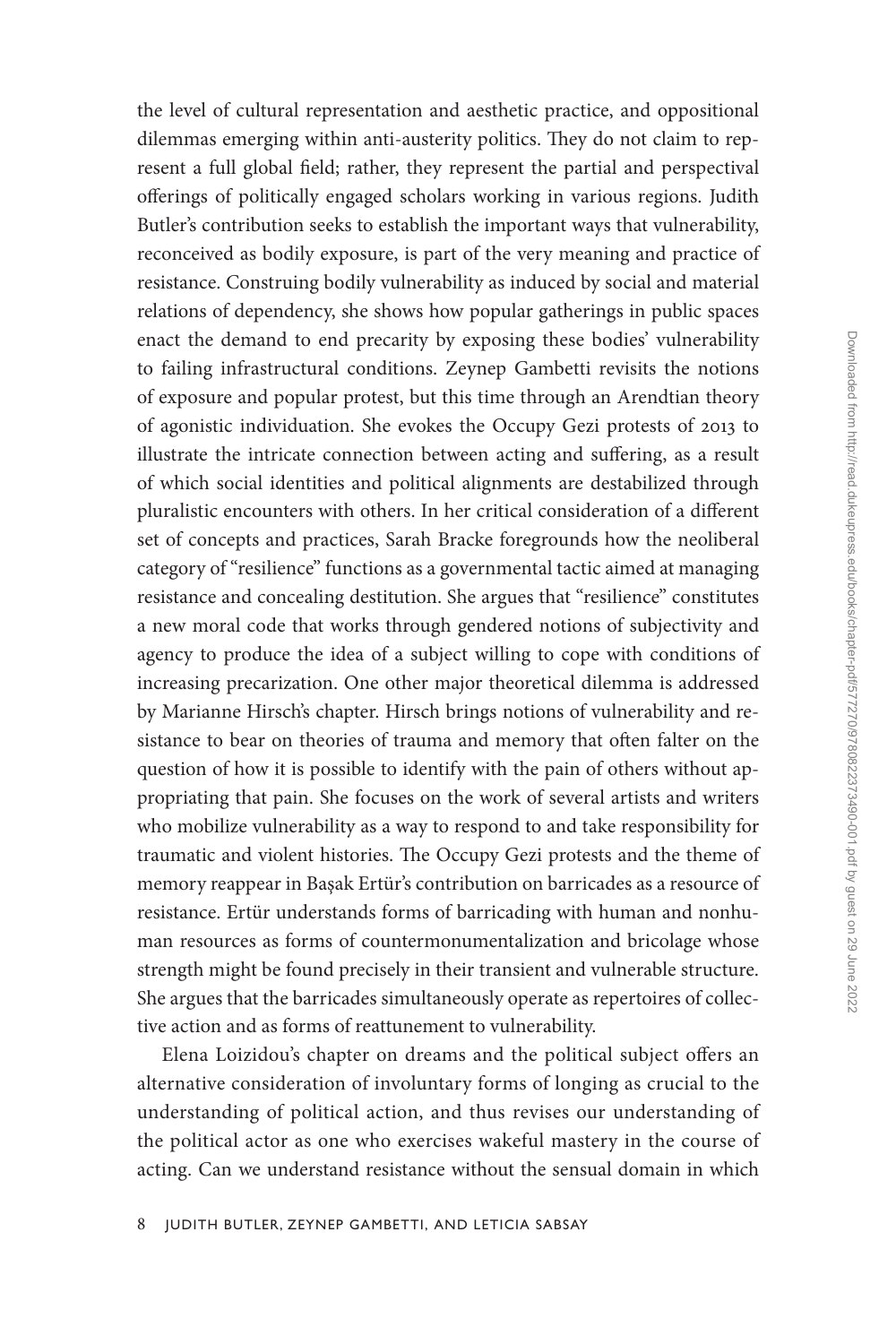the level of cultural representation and aesthetic practice, and oppositional dilemmas emerging within anti-austerity politics. They do not claim to represent a full global field; rather, they represent the partial and perspectival offerings of politically engaged scholars working in various regions. Judith Butler's contribution seeks to establish the important ways that vulnerability, reconceived as bodily exposure, is part of the very meaning and practice of resistance. Construing bodily vulnerability as induced by social and material relations of dependency, she shows how popular gatherings in public spaces enact the demand to end precarity by exposing these bodies' vulnerability to failing infrastructural conditions. Zeynep Gambetti revisits the notions of exposure and popular protest, but this time through an Arendtian theory of agonistic individuation. She evokes the Occupy Gezi protests of 2013 to illustrate the intricate connection between acting and suffering, as a result of which social identities and political alignments are destabilized through pluralistic encounters with others. In her critical consideration of a different set of concepts and practices, Sarah Bracke foregrounds how the neoliberal category of "resilience" functions as a governmental tactic aimed at managing resistance and concealing destitution. She argues that "resilience" constitutes a new moral code that works through gendered notions of subjectivity and agency to produce the idea of a subject willing to cope with conditions of increasing precarization. One other major theoretical dilemma is addressed by Marianne Hirsch's chapter. Hirsch brings notions of vulnerability and resistance to bear on theories of trauma and memory that often falter on the question of how it is possible to identify with the pain of others without appropriating that pain. She focuses on the work of several artists and writers who mobilize vulnerability as a way to respond to and take responsibility for traumatic and violent histories. The Occupy Gezi protests and the theme of memory reappear in Başak Ertür's contribution on barricades as a resource of resistance. Ertür understands forms of barricading with human and nonhuman resources as forms of countermonumentalization and bricolage whose strength might be found precisely in their transient and vulnerable structure. She argues that the barricades simultaneously operate as repertoires of collective action and as forms of reattunement to vulnerability.

Elena Loizidou's chapter on dreams and the political subject offers an alternative consideration of involuntary forms of longing as crucial to the understanding of political action, and thus revises our understanding of the political actor as one who exercises wakeful mastery in the course of acting. Can we understand resistance without the sensual domain in which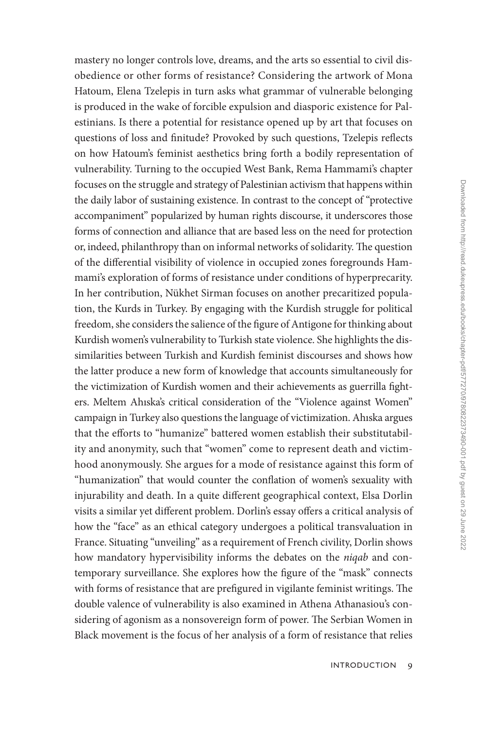mastery no longer controls love, dreams, and the arts so essential to civil disobedience or other forms of resistance? Considering the artwork of Mona Hatoum, Elena Tzelepis in turn asks what grammar of vulnerable belonging is produced in the wake of forcible expulsion and diasporic existence for Palestinians. Is there a potential for resistance opened up by art that focuses on questions of loss and finitude? Provoked by such questions, Tzelepis reflects on how Hatoum's feminist aesthetics bring forth a bodily representation of vulnerability. Turning to the occupied West Bank, Rema Hammami's chapter focuses on the struggle and strategy of Palestinian activism that happens within the daily labor of sustaining existence. In contrast to the concept of "protective accompaniment" popularized by human rights discourse, it underscores those forms of connection and alliance that are based less on the need for protection or, indeed, philanthropy than on informal networks of solidarity. The question of the differential visibility of violence in occupied zones foregrounds Hammami's exploration of forms of resistance under conditions of hyperprecarity. In her contribution, Nükhet Sirman focuses on another precaritized population, the Kurds in Turkey. By engaging with the Kurdish struggle for political freedom, she considers the salience of the figure of Antigone for thinking about Kurdish women's vulnerability to Turkish state violence. She highlights the dissimilarities between Turkish and Kurdish feminist discourses and shows how the latter produce a new form of knowledge that accounts simultaneously for the victimization of Kurdish women and their achievements as guerrilla fighters. Meltem Ahıska's critical consideration of the "Violence against Women" campaign in Turkey also questions the language of victimization. Ahıska argues that the efforts to "humanize" battered women establish their substitutability and anonymity, such that "women" come to represent death and victimhood anonymously. She argues for a mode of resistance against this form of "humanization" that would counter the conflation of women's sexuality with injurability and death. In a quite different geographical context, Elsa Dorlin visits a similar yet different problem. Dorlin's essay offers a critical analysis of how the "face" as an ethical category undergoes a political transvaluation in France. Situating "unveiling" as a requirement of French civility, Dorlin shows how mandatory hypervisibility informs the debates on the *niqab* and contemporary surveillance. She explores how the figure of the "mask" connects with forms of resistance that are prefigured in vigilante feminist writings. The double valence of vulnerability is also examined in Athena Athanasiou's considering of agonism as a nonsovereign form of power. The Serbian Women in Black movement is the focus of her analysis of a form of resistance that relies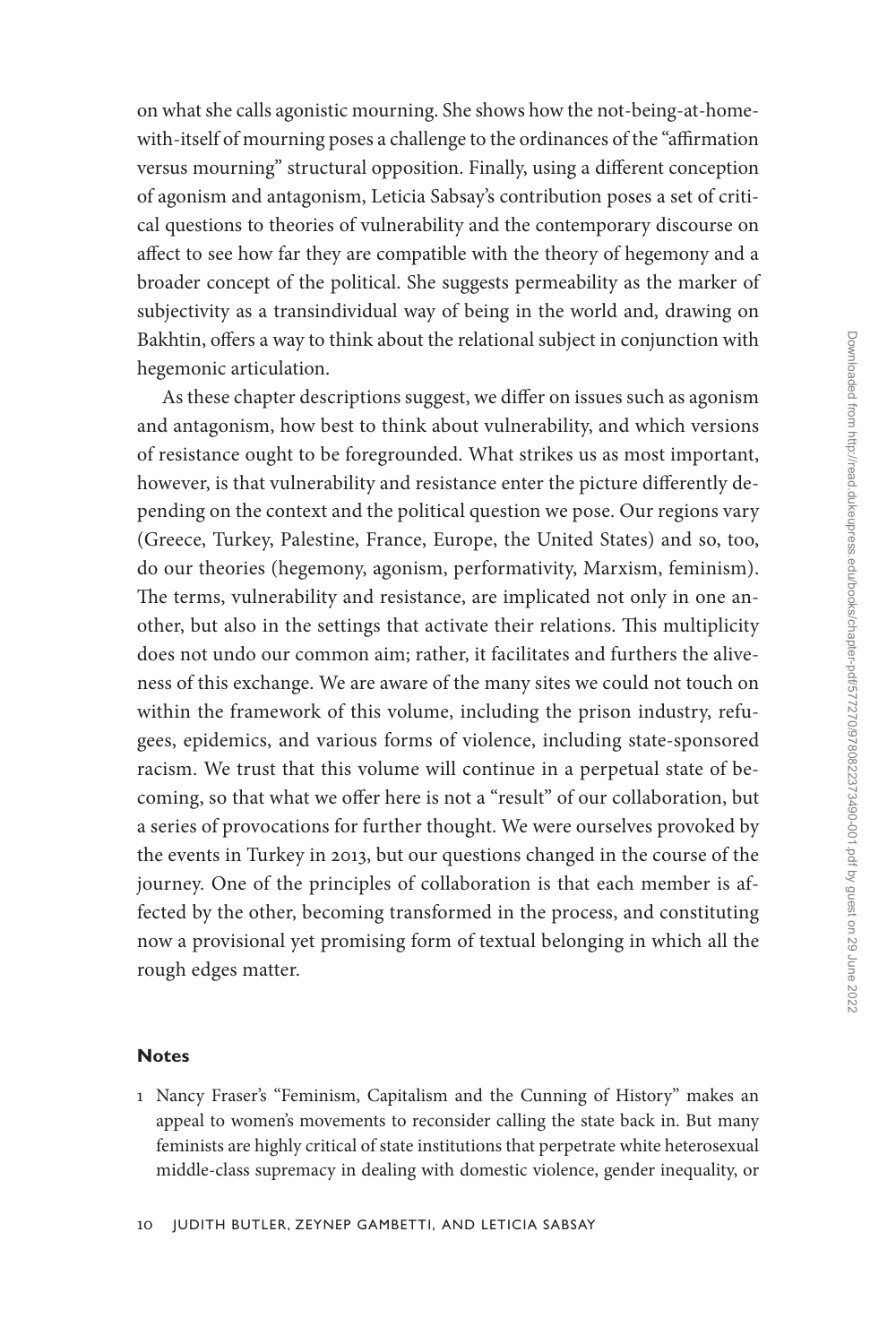on what she calls agonistic mourning. She shows how the not-being-at-home-with-itself of mourning poses a challenge to the ordinances of the "affirmation versus mourning" structural opposition. Finally, using a different conception of agonism and antagonism, Leticia Sabsay's contribution poses a set of critical questions to theories of vulnerability and the contemporary discourse on affect to see how far they are compatible with the theory of hegemony and a broader concept of the political. She suggests permeability as the marker of subjectivity as a transindividual way of being in the world and, drawing on Bakhtin, offers a way to think about the relational subject in conjunction with hegemonic articulation.

As these chapter descriptions suggest, we differ on issues such as agonism and antagonism, how best to think about vulnerability, and which versions of resistance ought to be foregrounded. What strikes us as most important, however, is that vulnerability and resistance enter the picture differently depending on the context and the political question we pose. Our regions vary (Greece, Turkey, Palestine, France, Europe, the United States) and so, too, do our theories (hegemony, agonism, performativity, Marxism, feminism). The terms, vulnerability and resistance, are implicated not only in one another, but also in the settings that activate their relations. This multiplicity does not undo our common aim; rather, it facilitates and furthers the aliveness of this exchange. We are aware of the many sites we could not touch on within the framework of this volume, including the prison industry, refugees, epidemics, and various forms of violence, including state-sponsored racism. We trust that this volume will continue in a perpetual state of becoming, so that what we offer here is not a "result" of our collaboration, but a series of provocations for further thought. We were ourselves provoked by the events in Turkey in 2013, but our questions changed in the course of the journey. One of the principles of collaboration is that each member is affected by the other, becoming transformed in the process, and constituting now a provisional yet promising form of textual belonging in which all the rough edges matter.

## Notes

1 Nancy Fraser's "Feminism, Capitalism and the Cunning of History" makes an appeal to women's movements to reconsider calling the state back in. But many feminists are highly critical of state institutions that perpetrate white heterosexual middle-class supremacy in dealing with domestic violence, gender inequality, or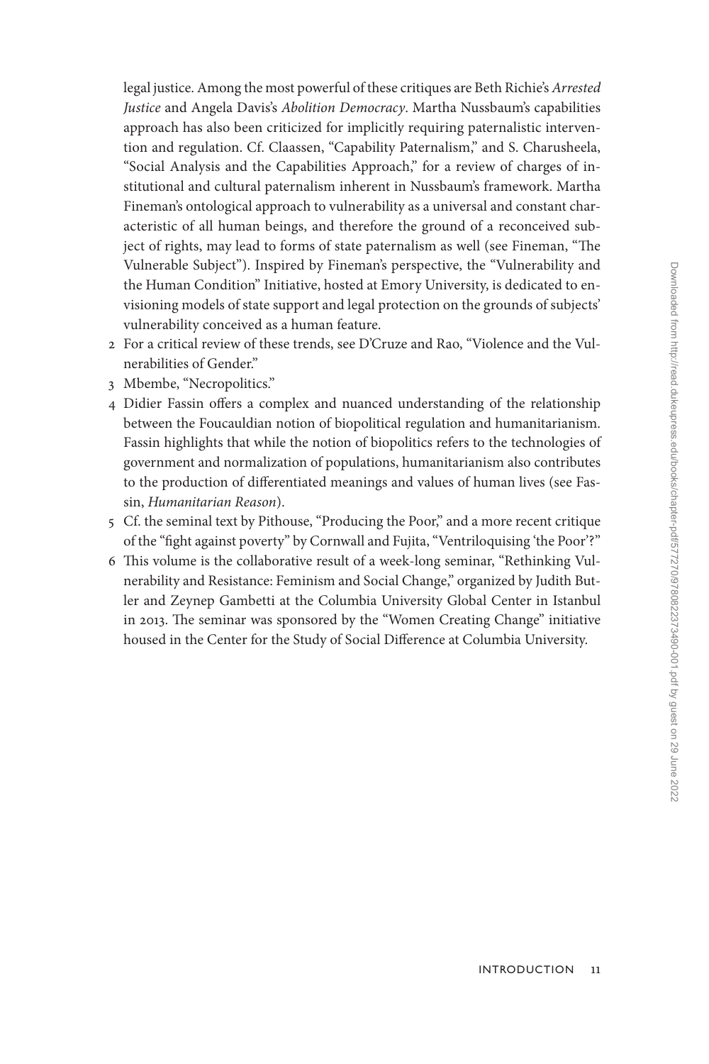legal justice. Among the most powerful of these critiques are Beth Richie's *Arrested Justice* and Angela Davis's *Abolition Democracy*. Martha Nussbaum's capabilities approach has also been criticized for implicitly requiring paternalistic intervention and regulation. Cf. Claassen, "Capability Paternalism," and S. Charusheela, "Social Analysis and the Capabilities Approach," for a review of charges of institutional and cultural paternalism inherent in Nussbaum's framework. Martha Fineman's ontological approach to vulnerability as a universal and constant characteristic of all human beings, and therefore the ground of a reconceived subject of rights, may lead to forms of state paternalism as well (see Fineman, "The Vulnerable Subject"). Inspired by Fineman's perspective, the "Vulnerability and the Human Condition" Initiative, hosted at Emory University, is dedicated to envisioning models of state support and legal protection on the grounds of subjects' vulnerability conceived as a human feature.

2 For a critical review of these trends, see D'Cruze and Rao, "Violence and the Vulnerabilities of Gender."

3 Mbembe, "Necropolitics."

4 Didier Fassin offers a complex and nuanced understanding of the relationship between the Foucauldian notion of biopolitical regulation and humanitarianism. Fassin highlights that while the notion of biopolitics refers to the technologies of government and normalization of populations, humanitarianism also contributes to the production of differentiated meanings and values of human lives (see Fassin, *Humanitarian Reason*).

5 Cf. the seminal text by Pithouse, "Producing the Poor," and a more recent critique of the "fight against poverty" by Cornwall and Fujita, "Ventriloquising 'the Poor'?"

6 This volume is the collaborative result of a week-long seminar, "Rethinking Vulnerability and Resistance: Feminism and Social Change," organized by Judith Butler and Zeynep Gambetti at the Columbia University Global Center in Istanbul in 2013. The seminar was sponsored by the "Women Creating Change" initiative housed in the Center for the Study of Social Difference at Columbia University.